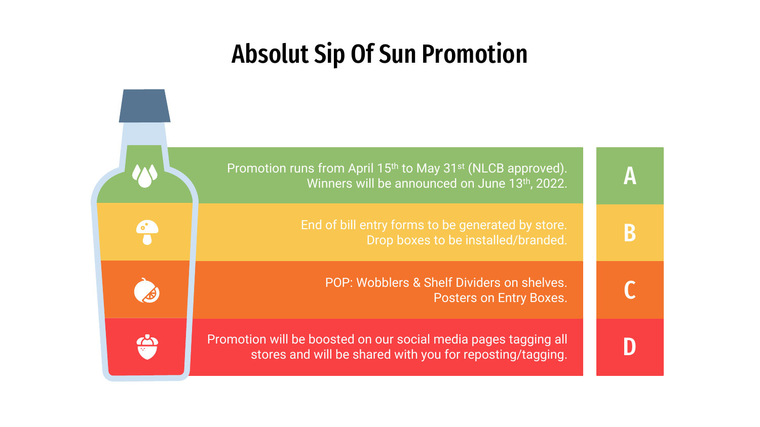# Absolut Sip Of Sun Promotion

**A** — Promotion runs from April 15th to May 31st (NLCB approved). Winners will be announced on June 13th, 2022.

**B** — End of bill entry forms to be generated by store. Drop boxes to be installed/branded.

**C** — POP: Wobblers & Shelf Dividers on shelves. Posters on Entry Boxes.

**D** — Promotion will be boosted on our social media pages tagging all stores and will be shared with you for reposting/tagging.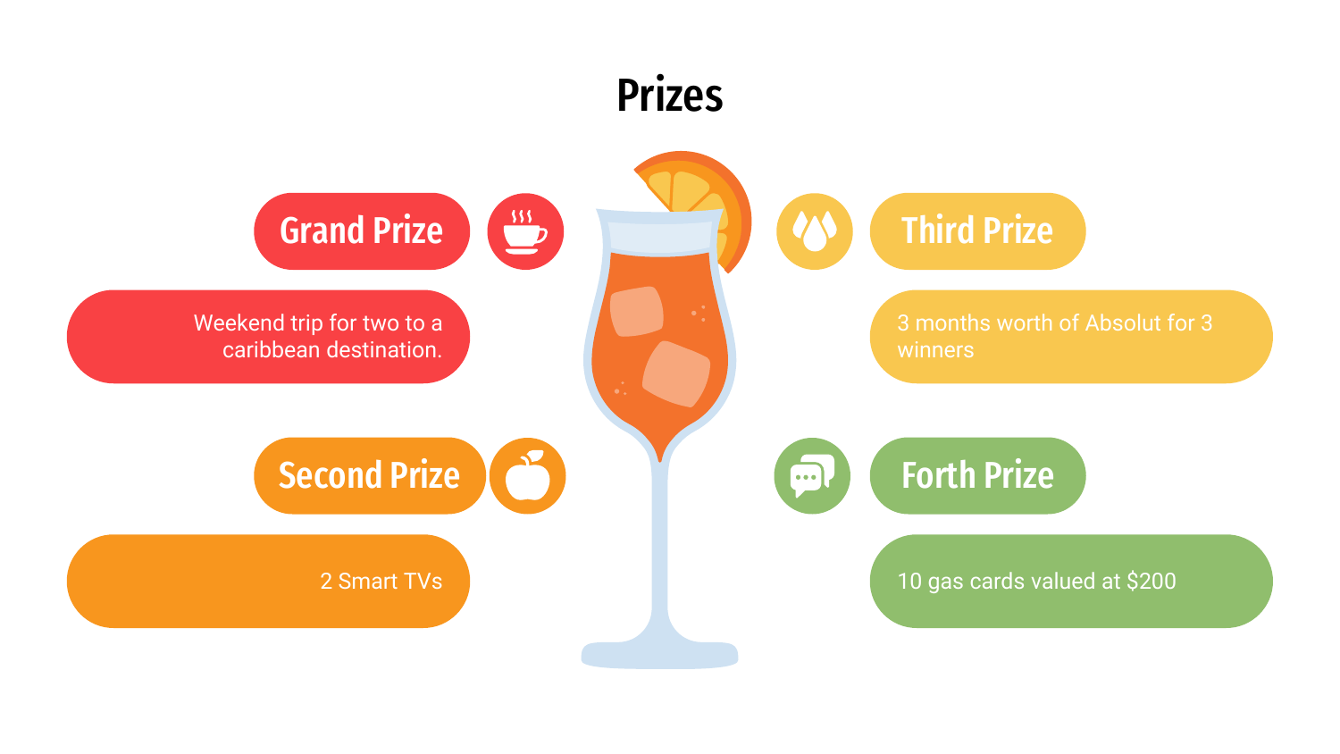# Prizes

## Grand Prize

Weekend trip for two to a caribbean destination.

## Second Prize

2 Smart TVs

## Third Prize

3 months worth of Absolut for 3 winners

## Forth Prize

10 gas cards valued at $200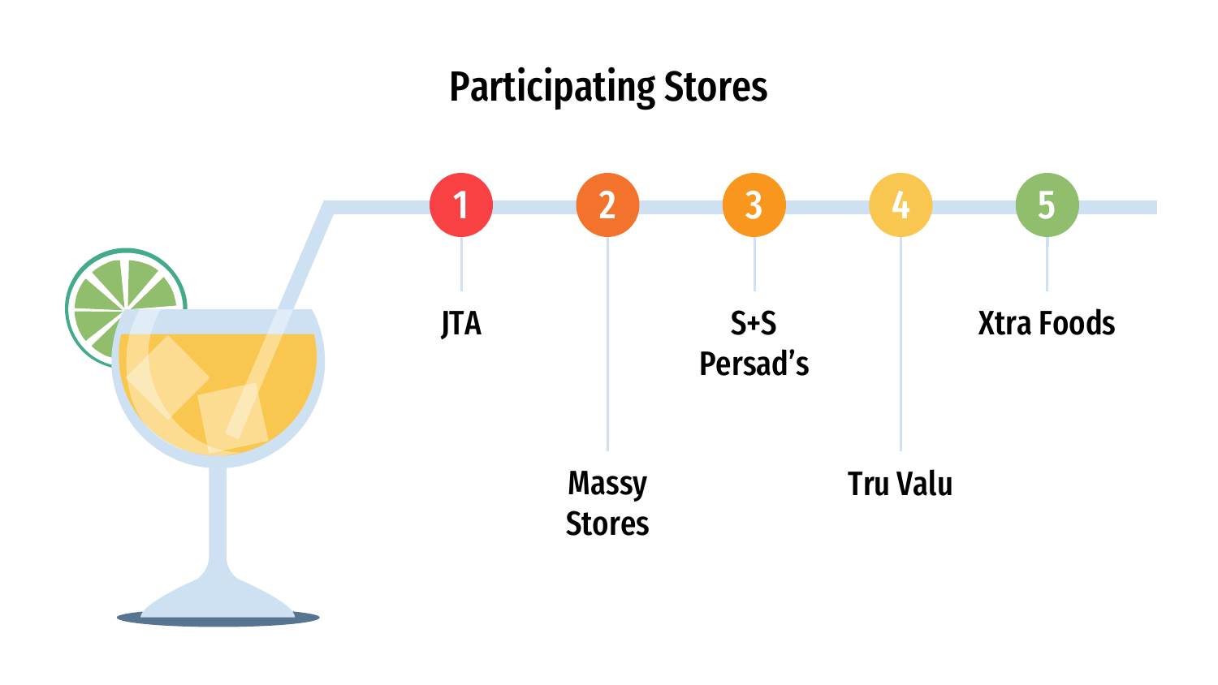# Participating Stores

1. JTA
2. Massy Stores
3. S+S Persad’s
4. Tru Valu
5. Xtra Foods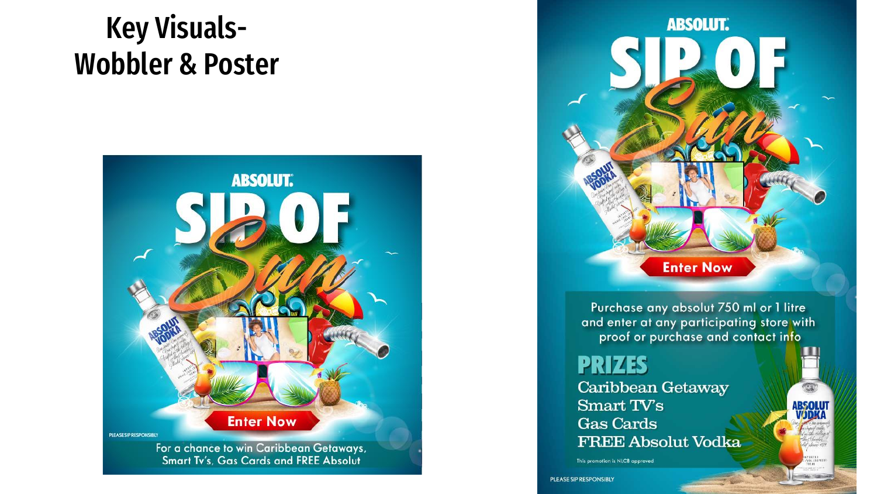# Key Visuals- Wobbler & Poster

ABSOLUT.

SIP OF Sun

Enter Now

PLEASE SIP RESPONSIBLY

For a chance to win Caribbean Getaways, Smart Tv's, Gas Cards and FREE Absolut

ABSOLUT.

SIP OF Sun

Enter Now

Purchase any absolut 750 ml or 1 litre and enter at any participating store with proof or purchase and contact info

## PRIZES

Caribbean Getaway
Smart TV's
Gas Cards
FREE Absolut Vodka

This promotion is NLCB approved

PLEASE SIP RESPONSIBLY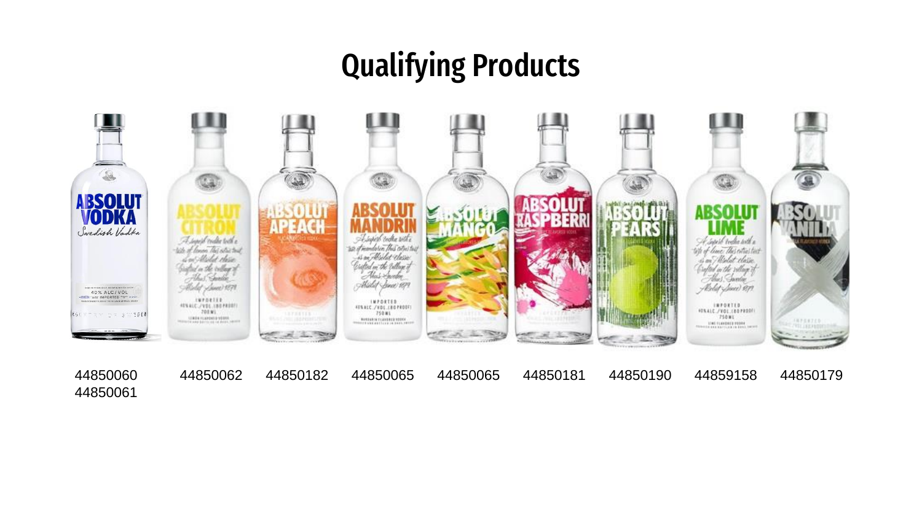# Qualifying Products

| ABSOLUT VODKA | ABSOLUT CITRON | ABSOLUT APEACH | ABSOLUT MANDRIN | ABSOLUT MANGO | ABSOLUT RASPBERRI | ABSOLUT PEARS | ABSOLUT LIME | ABSOLUT VANILIA |
|---|---|---|---|---|---|---|---|---|
| 44850060 44850061 | 44850062 | 44850182 | 44850065 | 44850065 | 44850181 | 44850190 | 44859158 | 44850179 |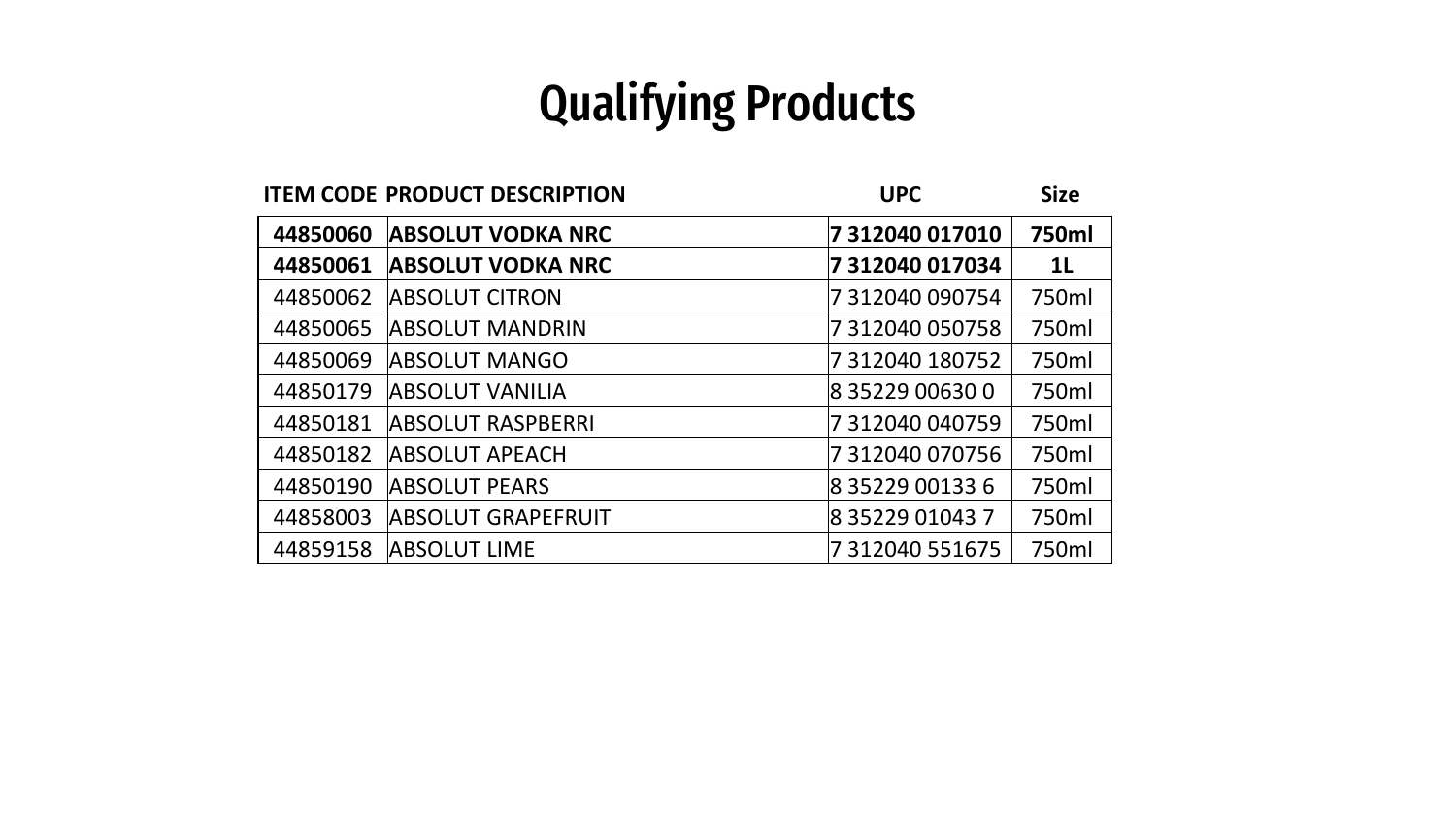# Qualifying Products

| ITEM CODE | PRODUCT DESCRIPTION | UPC | Size |
|---|---|---|---|
| **44850060** | **ABSOLUT VODKA NRC** | **7 312040 017010** | **750ml** |
| **44850061** | **ABSOLUT VODKA NRC** | **7 312040 017034** | **1L** |
| 44850062 | ABSOLUT CITRON | 7 312040 090754 | 750ml |
| 44850065 | ABSOLUT MANDRIN | 7 312040 050758 | 750ml |
| 44850069 | ABSOLUT MANGO | 7 312040 180752 | 750ml |
| 44850179 | ABSOLUT VANILIA | 8 35229 00630 0 | 750ml |
| 44850181 | ABSOLUT RASPBERRI | 7 312040 040759 | 750ml |
| 44850182 | ABSOLUT APEACH | 7 312040 070756 | 750ml |
| 44850190 | ABSOLUT PEARS | 8 35229 00133 6 | 750ml |
| 44858003 | ABSOLUT GRAPEFRUIT | 8 35229 01043 7 | 750ml |
| 44859158 | ABSOLUT LIME | 7 312040 551675 | 750ml |